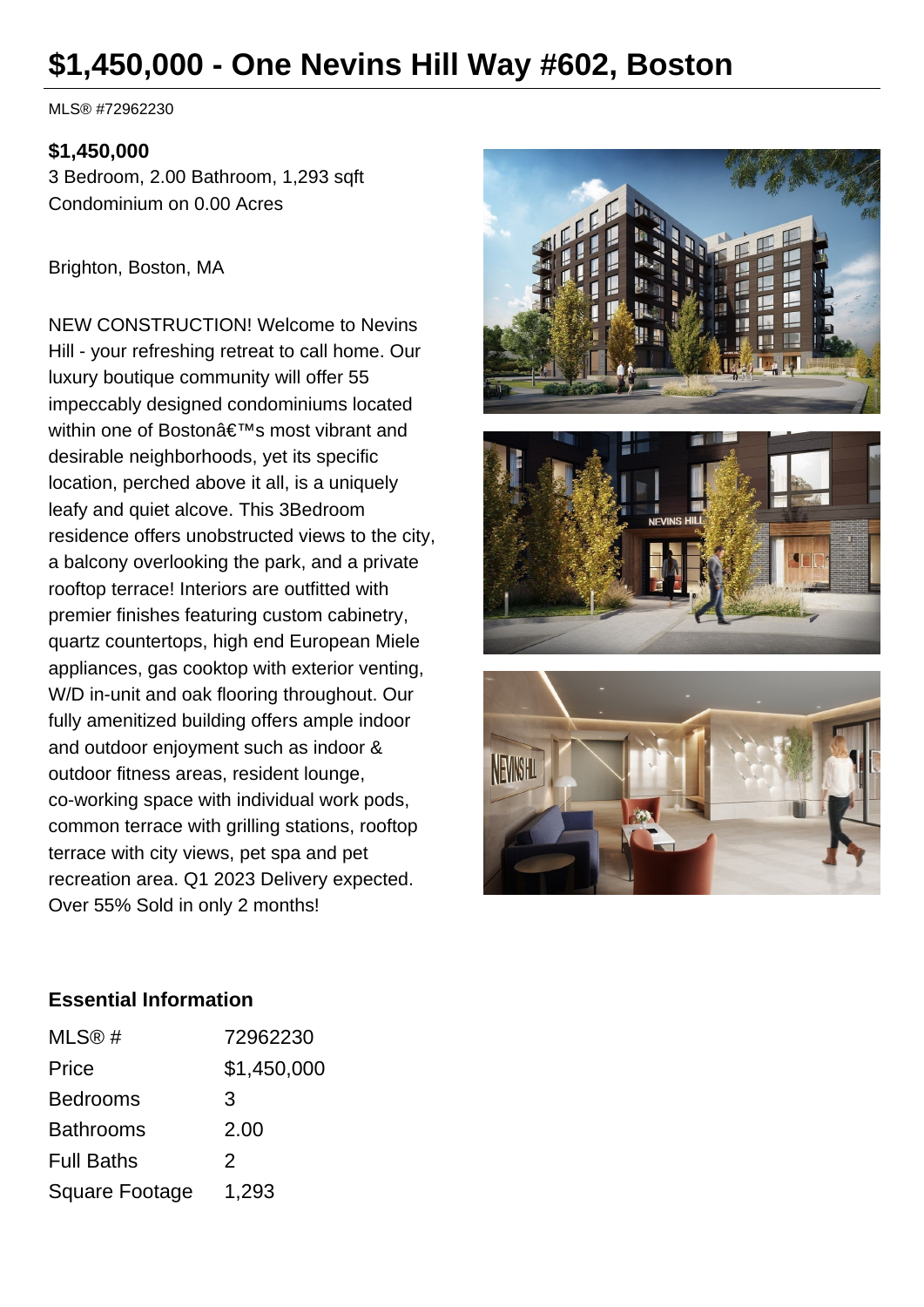# $1,450,000 - One Nevins Hill Way #602, Boston

MLS® #72962230

**$1,450,000**
3 Bedroom, 2.00 Bathroom, 1,293 sqft
Condominium on 0.00 Acres

Brighton, Boston, MA

NEW CONSTRUCTION! Welcome to Nevins Hill - your refreshing retreat to call home. Our luxury boutique community will offer 55 impeccably designed condominiums located within one of Bostonâ€™s most vibrant and desirable neighborhoods, yet its specific location, perched above it all, is a uniquely leafy and quiet alcove. This 3Bedroom residence offers unobstructed views to the city, a balcony overlooking the park, and a private rooftop terrace! Interiors are outfitted with premier finishes featuring custom cabinetry, quartz countertops, high end European Miele appliances, gas cooktop with exterior venting, W/D in-unit and oak flooring throughout. Our fully amenitized building offers ample indoor and outdoor enjoyment such as indoor & outdoor fitness areas, resident lounge, co-working space with individual work pods, common terrace with grilling stations, rooftop terrace with city views, pet spa and pet recreation area. Q1 2023 Delivery expected. Over 55% Sold in only 2 months!

## Essential Information

| | |
|---|---|
| MLS® # | 72962230 |
| Price | $1,450,000 |
| Bedrooms | 3 |
| Bathrooms | 2.00 |
| Full Baths | 2 |
| Square Footage | 1,293 |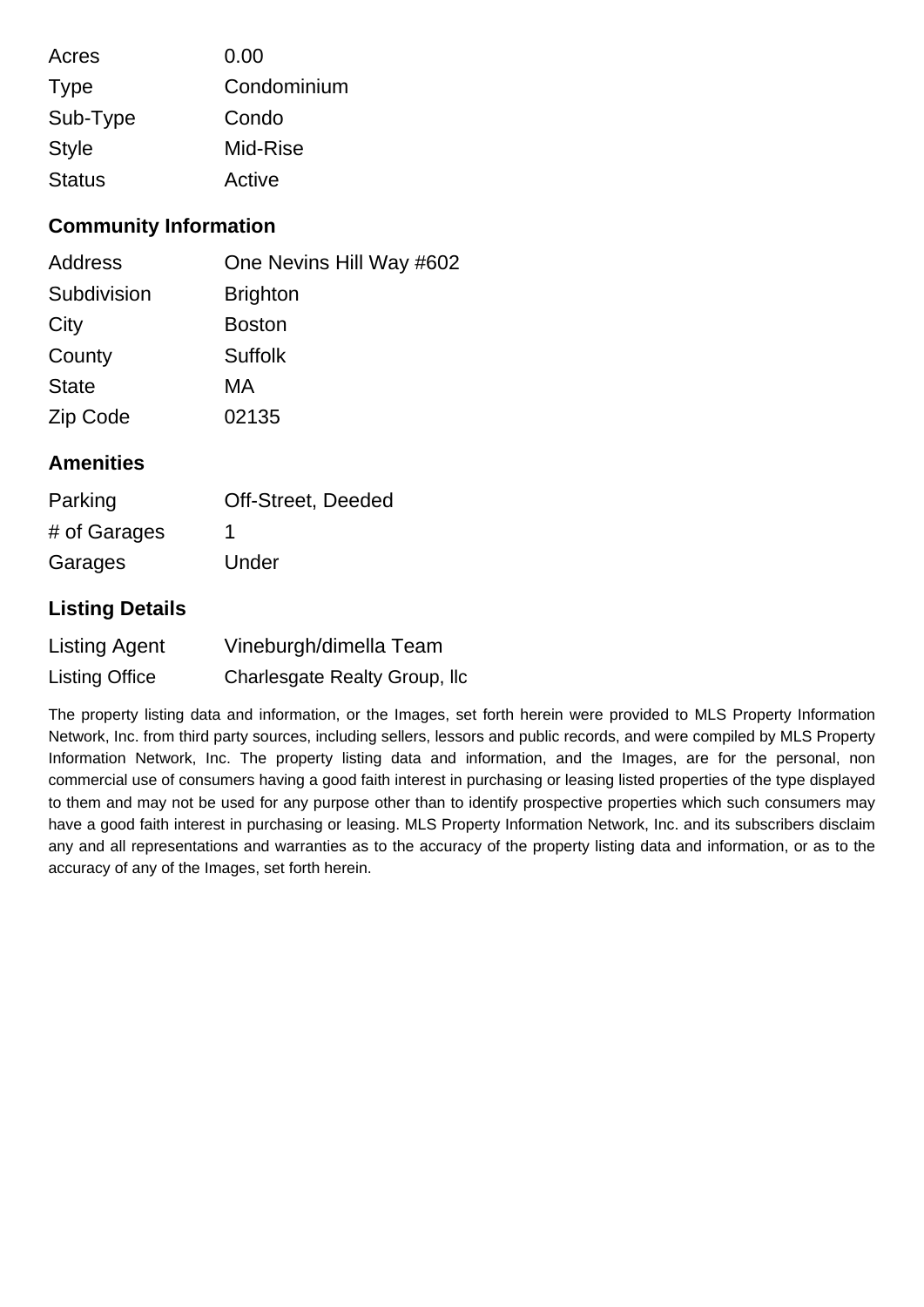| | |
|---|---|
| Acres | 0.00 |
| Type | Condominium |
| Sub-Type | Condo |
| Style | Mid-Rise |
| Status | Active |

## Community Information

| | |
|---|---|
| Address | One Nevins Hill Way #602 |
| Subdivision | Brighton |
| City | Boston |
| County | Suffolk |
| State | MA |
| Zip Code | 02135 |

## Amenities

| | |
|---|---|
| Parking | Off-Street, Deeded |
| # of Garages | 1 |
| Garages | Under |

## Listing Details

| | |
|---|---|
| Listing Agent | Vineburgh/dimella Team |
| Listing Office | Charlesgate Realty Group, llc |

The property listing data and information, or the Images, set forth herein were provided to MLS Property Information Network, Inc. from third party sources, including sellers, lessors and public records, and were compiled by MLS Property Information Network, Inc. The property listing data and information, and the Images, are for the personal, non commercial use of consumers having a good faith interest in purchasing or leasing listed properties of the type displayed to them and may not be used for any purpose other than to identify prospective properties which such consumers may have a good faith interest in purchasing or leasing. MLS Property Information Network, Inc. and its subscribers disclaim any and all representations and warranties as to the accuracy of the property listing data and information, or as to the accuracy of any of the Images, set forth herein.